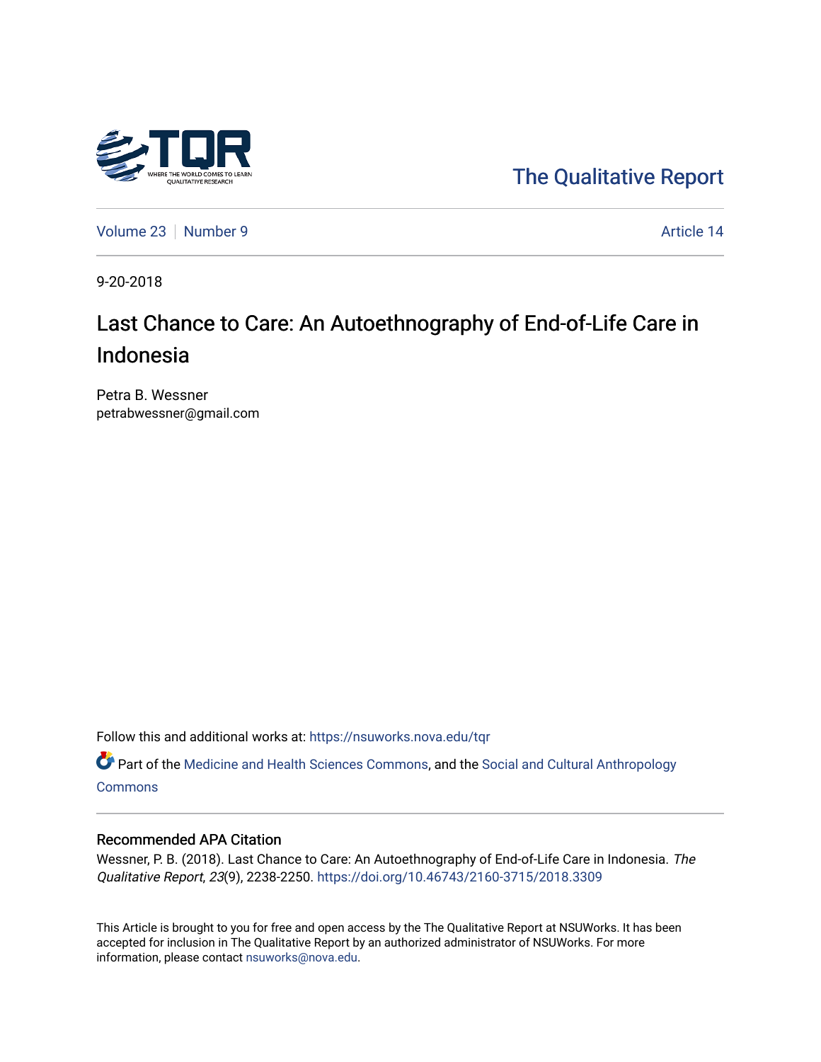The Qualitative Report

Volume 23 | Number 9 | Article 14

9-20-2018

# Last Chance to Care: An Autoethnography of End-of-Life Care in Indonesia

Petra B. Wessner
petrabwessner@gmail.com

Follow this and additional works at: https://nsuworks.nova.edu/tqr

Part of the Medicine and Health Sciences Commons, and the Social and Cultural Anthropology Commons

## Recommended APA Citation

Wessner, P. B. (2018). Last Chance to Care: An Autoethnography of End-of-Life Care in Indonesia. *The Qualitative Report*, *23*(9), 2238-2250. https://doi.org/10.46743/2160-3715/2018.3309

This Article is brought to you for free and open access by the The Qualitative Report at NSUWorks. It has been accepted for inclusion in The Qualitative Report by an authorized administrator of NSUWorks. For more information, please contact nsuworks@nova.edu.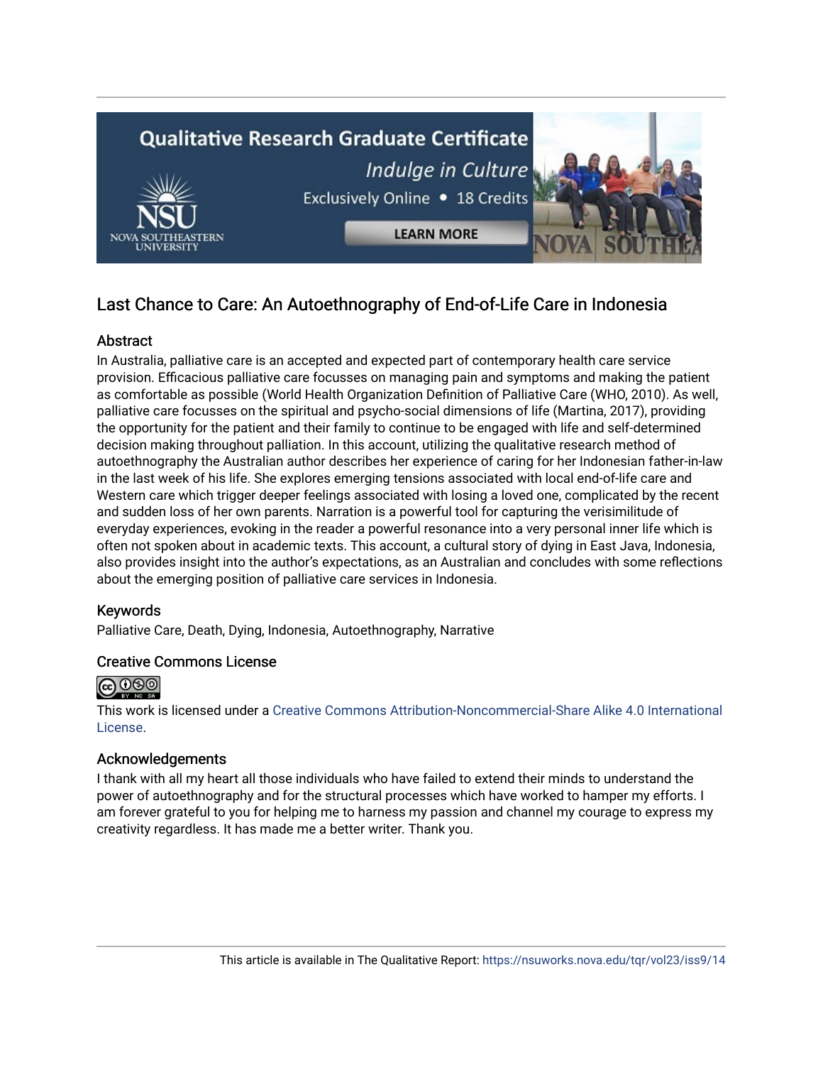# Last Chance to Care: An Autoethnography of End-of-Life Care in Indonesia

## Abstract

In Australia, palliative care is an accepted and expected part of contemporary health care service provision. Efficacious palliative care focusses on managing pain and symptoms and making the patient as comfortable as possible (World Health Organization Definition of Palliative Care (WHO, 2010). As well, palliative care focusses on the spiritual and psycho-social dimensions of life (Martina, 2017), providing the opportunity for the patient and their family to continue to be engaged with life and self-determined decision making throughout palliation. In this account, utilizing the qualitative research method of autoethnography the Australian author describes her experience of caring for her Indonesian father-in-law in the last week of his life. She explores emerging tensions associated with local end-of-life care and Western care which trigger deeper feelings associated with losing a loved one, complicated by the recent and sudden loss of her own parents. Narration is a powerful tool for capturing the verisimilitude of everyday experiences, evoking in the reader a powerful resonance into a very personal inner life which is often not spoken about in academic texts. This account, a cultural story of dying in East Java, Indonesia, also provides insight into the author's expectations, as an Australian and concludes with some reflections about the emerging position of palliative care services in Indonesia.

## Keywords

Palliative Care, Death, Dying, Indonesia, Autoethnography, Narrative

## Creative Commons License

This work is licensed under a Creative Commons Attribution-Noncommercial-Share Alike 4.0 International License.

## Acknowledgements

I thank with all my heart all those individuals who have failed to extend their minds to understand the power of autoethnography and for the structural processes which have worked to hamper my efforts. I am forever grateful to you for helping me to harness my passion and channel my courage to express my creativity regardless. It has made me a better writer. Thank you.

This article is available in The Qualitative Report: https://nsuworks.nova.edu/tqr/vol23/iss9/14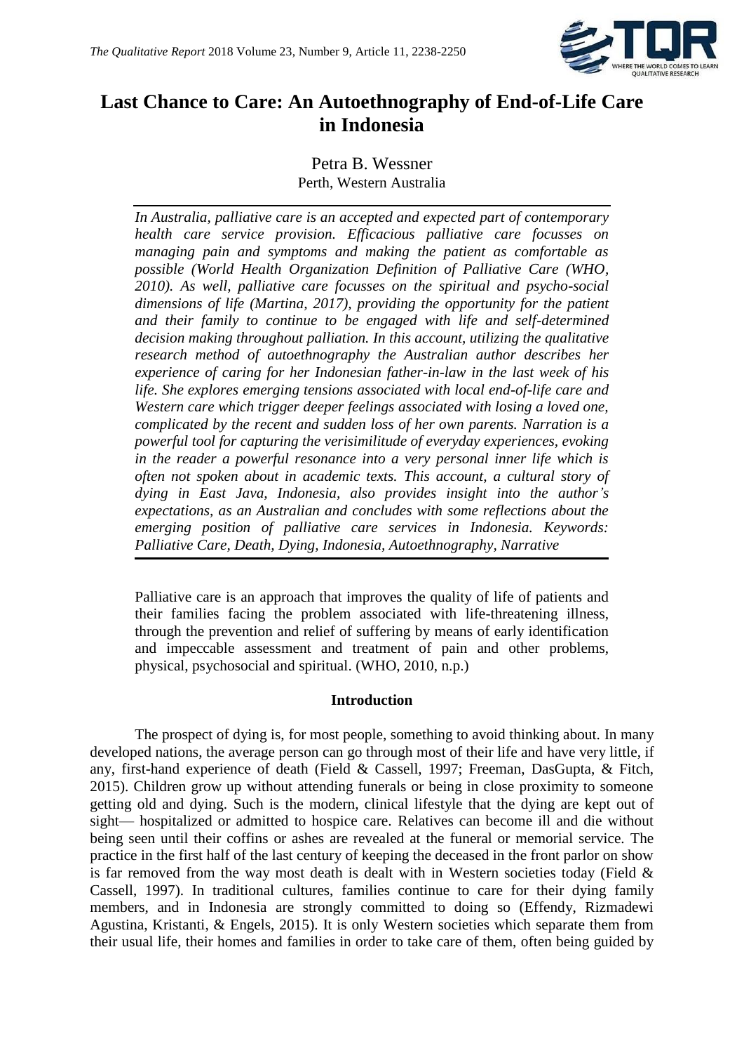# Last Chance to Care: An Autoethnography of End-of-Life Care in Indonesia

Petra B. Wessner
Perth, Western Australia

*In Australia, palliative care is an accepted and expected part of contemporary health care service provision. Efficacious palliative care focusses on managing pain and symptoms and making the patient as comfortable as possible (World Health Organization Definition of Palliative Care (WHO, 2010). As well, palliative care focusses on the spiritual and psycho-social dimensions of life (Martina, 2017), providing the opportunity for the patient and their family to continue to be engaged with life and self-determined decision making throughout palliation. In this account, utilizing the qualitative research method of autoethnography the Australian author describes her experience of caring for her Indonesian father-in-law in the last week of his life. She explores emerging tensions associated with local end-of-life care and Western care which trigger deeper feelings associated with losing a loved one, complicated by the recent and sudden loss of her own parents. Narration is a powerful tool for capturing the verisimilitude of everyday experiences, evoking in the reader a powerful resonance into a very personal inner life which is often not spoken about in academic texts. This account, a cultural story of dying in East Java, Indonesia, also provides insight into the author's expectations, as an Australian and concludes with some reflections about the emerging position of palliative care services in Indonesia. Keywords: Palliative Care, Death, Dying, Indonesia, Autoethnography, Narrative*

> Palliative care is an approach that improves the quality of life of patients and their families facing the problem associated with life-threatening illness, through the prevention and relief of suffering by means of early identification and impeccable assessment and treatment of pain and other problems, physical, psychosocial and spiritual. (WHO, 2010, n.p.)

## Introduction

The prospect of dying is, for most people, something to avoid thinking about. In many developed nations, the average person can go through most of their life and have very little, if any, first-hand experience of death (Field & Cassell, 1997; Freeman, DasGupta, & Fitch, 2015). Children grow up without attending funerals or being in close proximity to someone getting old and dying. Such is the modern, clinical lifestyle that the dying are kept out of sight— hospitalized or admitted to hospice care. Relatives can become ill and die without being seen until their coffins or ashes are revealed at the funeral or memorial service. The practice in the first half of the last century of keeping the deceased in the front parlor on show is far removed from the way most death is dealt with in Western societies today (Field & Cassell, 1997). In traditional cultures, families continue to care for their dying family members, and in Indonesia are strongly committed to doing so (Effendy, Rizmadewi Agustina, Kristanti, & Engels, 2015). It is only Western societies which separate them from their usual life, their homes and families in order to take care of them, often being guided by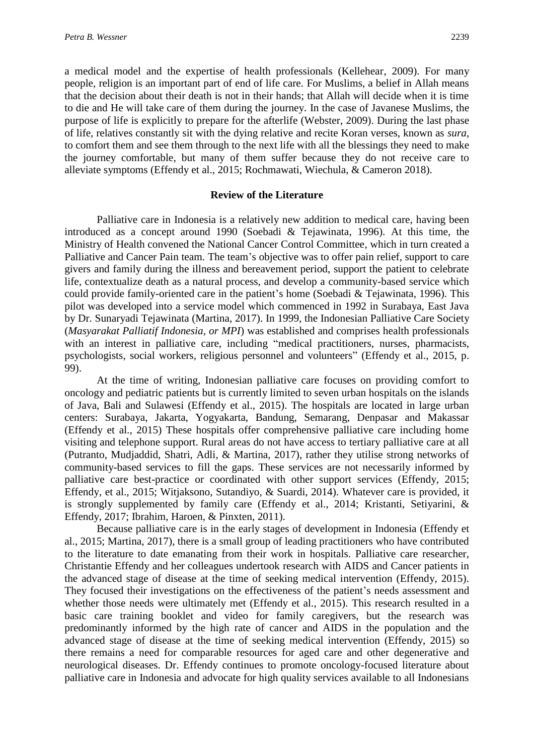a medical model and the expertise of health professionals (Kellehear, 2009). For many people, religion is an important part of end of life care. For Muslims, a belief in Allah means that the decision about their death is not in their hands; that Allah will decide when it is time to die and He will take care of them during the journey. In the case of Javanese Muslims, the purpose of life is explicitly to prepare for the afterlife (Webster, 2009). During the last phase of life, relatives constantly sit with the dying relative and recite Koran verses, known as *sura*, to comfort them and see them through to the next life with all the blessings they need to make the journey comfortable, but many of them suffer because they do not receive care to alleviate symptoms (Effendy et al., 2015; Rochmawati, Wiechula, & Cameron 2018).

## Review of the Literature

Palliative care in Indonesia is a relatively new addition to medical care, having been introduced as a concept around 1990 (Soebadi & Tejawinata, 1996). At this time, the Ministry of Health convened the National Cancer Control Committee, which in turn created a Palliative and Cancer Pain team. The team's objective was to offer pain relief, support to care givers and family during the illness and bereavement period, support the patient to celebrate life, contextualize death as a natural process, and develop a community-based service which could provide family-oriented care in the patient's home (Soebadi & Tejawinata, 1996). This pilot was developed into a service model which commenced in 1992 in Surabaya, East Java by Dr. Sunaryadi Tejawinata (Martina, 2017). In 1999, the Indonesian Palliative Care Society (*Masyarakat Palliatif Indonesia, or MPI*) was established and comprises health professionals with an interest in palliative care, including "medical practitioners, nurses, pharmacists, psychologists, social workers, religious personnel and volunteers" (Effendy et al., 2015, p. 99).

At the time of writing, Indonesian palliative care focuses on providing comfort to oncology and pediatric patients but is currently limited to seven urban hospitals on the islands of Java, Bali and Sulawesi (Effendy et al., 2015). The hospitals are located in large urban centers: Surabaya, Jakarta, Yogyakarta, Bandung, Semarang, Denpasar and Makassar (Effendy et al., 2015) These hospitals offer comprehensive palliative care including home visiting and telephone support. Rural areas do not have access to tertiary palliative care at all (Putranto, Mudjaddid, Shatri, Adli, & Martina, 2017), rather they utilise strong networks of community-based services to fill the gaps. These services are not necessarily informed by palliative care best-practice or coordinated with other support services (Effendy, 2015; Effendy, et al., 2015; Witjaksono, Sutandiyo, & Suardi, 2014). Whatever care is provided, it is strongly supplemented by family care (Effendy et al., 2014; Kristanti, Setiyarini, & Effendy, 2017; Ibrahim, Haroen, & Pinxten, 2011).

Because palliative care is in the early stages of development in Indonesia (Effendy et al., 2015; Martina, 2017), there is a small group of leading practitioners who have contributed to the literature to date emanating from their work in hospitals. Palliative care researcher, Christantie Effendy and her colleagues undertook research with AIDS and Cancer patients in the advanced stage of disease at the time of seeking medical intervention (Effendy, 2015). They focused their investigations on the effectiveness of the patient's needs assessment and whether those needs were ultimately met (Effendy et al., 2015). This research resulted in a basic care training booklet and video for family caregivers, but the research was predominantly informed by the high rate of cancer and AIDS in the population and the advanced stage of disease at the time of seeking medical intervention (Effendy, 2015) so there remains a need for comparable resources for aged care and other degenerative and neurological diseases. Dr. Effendy continues to promote oncology-focused literature about palliative care in Indonesia and advocate for high quality services available to all Indonesians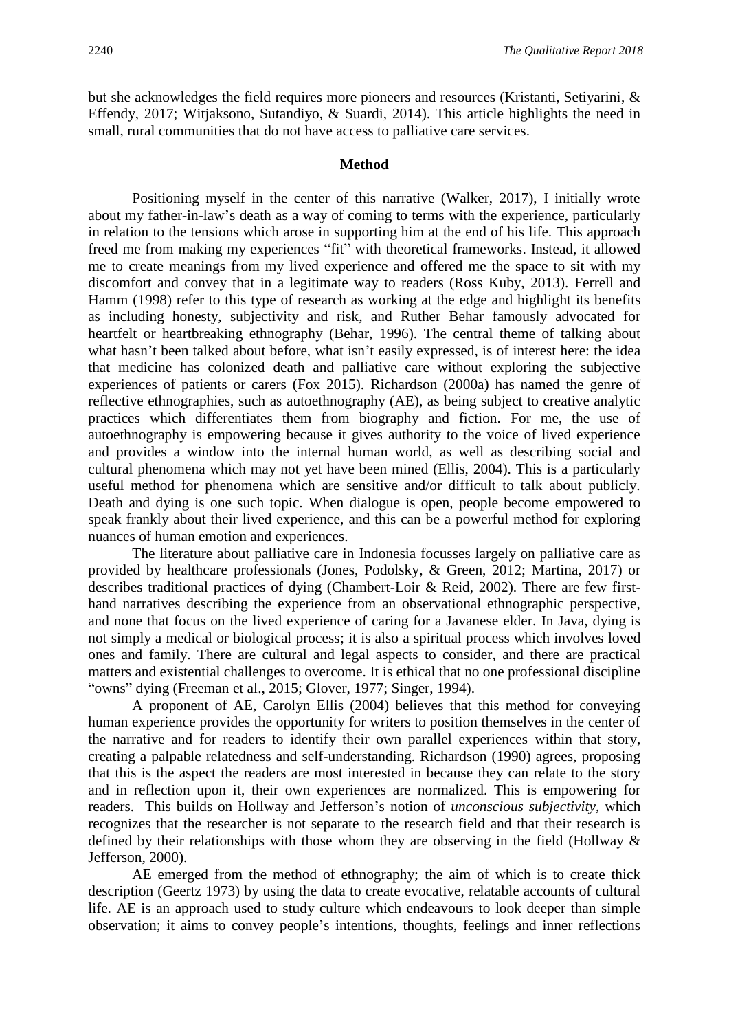but she acknowledges the field requires more pioneers and resources (Kristanti, Setiyarini, & Effendy, 2017; Witjaksono, Sutandiyo, & Suardi, 2014). This article highlights the need in small, rural communities that do not have access to palliative care services.

## Method

Positioning myself in the center of this narrative (Walker, 2017), I initially wrote about my father-in-law's death as a way of coming to terms with the experience, particularly in relation to the tensions which arose in supporting him at the end of his life. This approach freed me from making my experiences "fit" with theoretical frameworks. Instead, it allowed me to create meanings from my lived experience and offered me the space to sit with my discomfort and convey that in a legitimate way to readers (Ross Kuby, 2013). Ferrell and Hamm (1998) refer to this type of research as working at the edge and highlight its benefits as including honesty, subjectivity and risk, and Ruther Behar famously advocated for heartfelt or heartbreaking ethnography (Behar, 1996). The central theme of talking about what hasn't been talked about before, what isn't easily expressed, is of interest here: the idea that medicine has colonized death and palliative care without exploring the subjective experiences of patients or carers (Fox 2015). Richardson (2000a) has named the genre of reflective ethnographies, such as autoethnography (AE), as being subject to creative analytic practices which differentiates them from biography and fiction. For me, the use of autoethnography is empowering because it gives authority to the voice of lived experience and provides a window into the internal human world, as well as describing social and cultural phenomena which may not yet have been mined (Ellis, 2004). This is a particularly useful method for phenomena which are sensitive and/or difficult to talk about publicly. Death and dying is one such topic. When dialogue is open, people become empowered to speak frankly about their lived experience, and this can be a powerful method for exploring nuances of human emotion and experiences.

The literature about palliative care in Indonesia focusses largely on palliative care as provided by healthcare professionals (Jones, Podolsky, & Green, 2012; Martina, 2017) or describes traditional practices of dying (Chambert-Loir & Reid, 2002). There are few first-hand narratives describing the experience from an observational ethnographic perspective, and none that focus on the lived experience of caring for a Javanese elder. In Java, dying is not simply a medical or biological process; it is also a spiritual process which involves loved ones and family. There are cultural and legal aspects to consider, and there are practical matters and existential challenges to overcome. It is ethical that no one professional discipline "owns" dying (Freeman et al., 2015; Glover, 1977; Singer, 1994).

A proponent of AE, Carolyn Ellis (2004) believes that this method for conveying human experience provides the opportunity for writers to position themselves in the center of the narrative and for readers to identify their own parallel experiences within that story, creating a palpable relatedness and self-understanding. Richardson (1990) agrees, proposing that this is the aspect the readers are most interested in because they can relate to the story and in reflection upon it, their own experiences are normalized. This is empowering for readers. This builds on Hollway and Jefferson's notion of *unconscious subjectivity*, which recognizes that the researcher is not separate to the research field and that their research is defined by their relationships with those whom they are observing in the field (Hollway & Jefferson, 2000).

AE emerged from the method of ethnography; the aim of which is to create thick description (Geertz 1973) by using the data to create evocative, relatable accounts of cultural life. AE is an approach used to study culture which endeavours to look deeper than simple observation; it aims to convey people's intentions, thoughts, feelings and inner reflections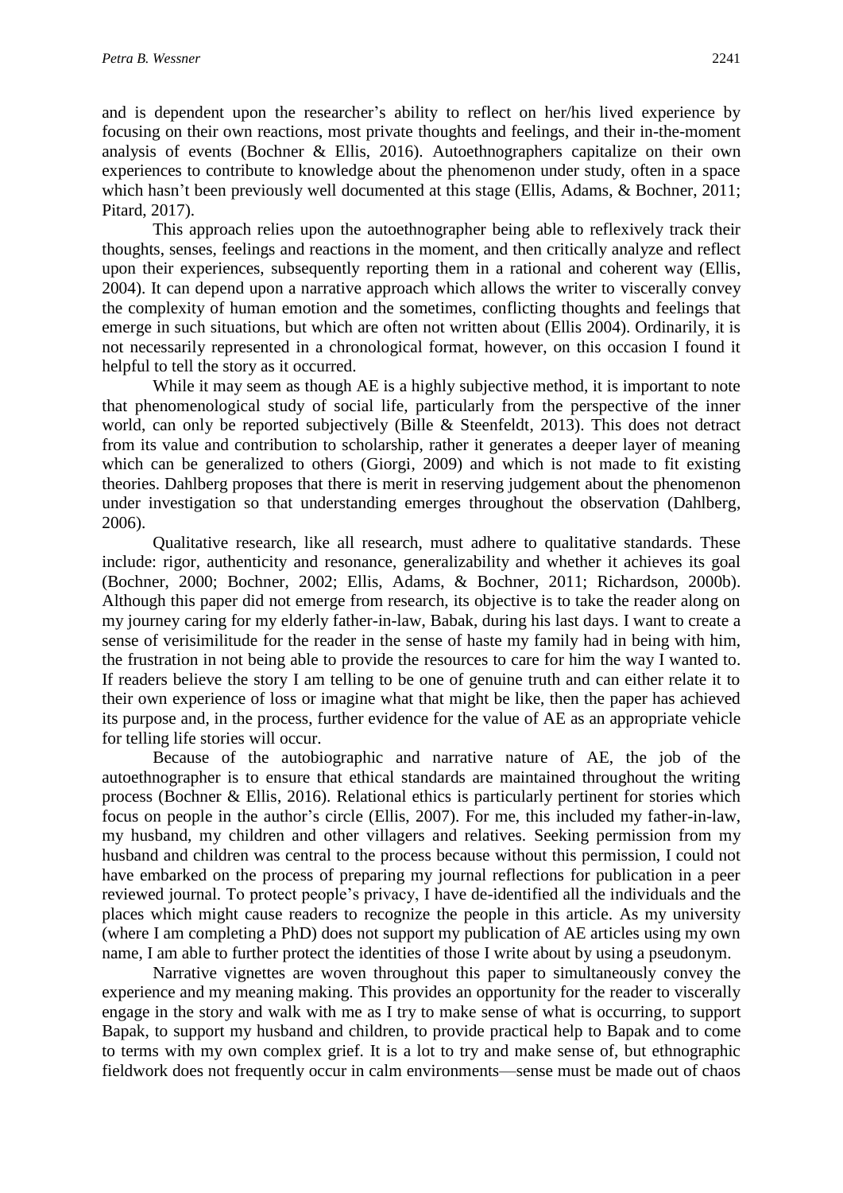and is dependent upon the researcher's ability to reflect on her/his lived experience by focusing on their own reactions, most private thoughts and feelings, and their in-the-moment analysis of events (Bochner & Ellis, 2016). Autoethnographers capitalize on their own experiences to contribute to knowledge about the phenomenon under study, often in a space which hasn't been previously well documented at this stage (Ellis, Adams, & Bochner, 2011; Pitard, 2017).

This approach relies upon the autoethnographer being able to reflexively track their thoughts, senses, feelings and reactions in the moment, and then critically analyze and reflect upon their experiences, subsequently reporting them in a rational and coherent way (Ellis, 2004). It can depend upon a narrative approach which allows the writer to viscerally convey the complexity of human emotion and the sometimes, conflicting thoughts and feelings that emerge in such situations, but which are often not written about (Ellis 2004). Ordinarily, it is not necessarily represented in a chronological format, however, on this occasion I found it helpful to tell the story as it occurred.

While it may seem as though AE is a highly subjective method, it is important to note that phenomenological study of social life, particularly from the perspective of the inner world, can only be reported subjectively (Bille & Steenfeldt, 2013). This does not detract from its value and contribution to scholarship, rather it generates a deeper layer of meaning which can be generalized to others (Giorgi, 2009) and which is not made to fit existing theories. Dahlberg proposes that there is merit in reserving judgement about the phenomenon under investigation so that understanding emerges throughout the observation (Dahlberg, 2006).

Qualitative research, like all research, must adhere to qualitative standards. These include: rigor, authenticity and resonance, generalizability and whether it achieves its goal (Bochner, 2000; Bochner, 2002; Ellis, Adams, & Bochner, 2011; Richardson, 2000b). Although this paper did not emerge from research, its objective is to take the reader along on my journey caring for my elderly father-in-law, Babak, during his last days. I want to create a sense of verisimilitude for the reader in the sense of haste my family had in being with him, the frustration in not being able to provide the resources to care for him the way I wanted to. If readers believe the story I am telling to be one of genuine truth and can either relate it to their own experience of loss or imagine what that might be like, then the paper has achieved its purpose and, in the process, further evidence for the value of AE as an appropriate vehicle for telling life stories will occur.

Because of the autobiographic and narrative nature of AE, the job of the autoethnographer is to ensure that ethical standards are maintained throughout the writing process (Bochner & Ellis, 2016). Relational ethics is particularly pertinent for stories which focus on people in the author's circle (Ellis, 2007). For me, this included my father-in-law, my husband, my children and other villagers and relatives. Seeking permission from my husband and children was central to the process because without this permission, I could not have embarked on the process of preparing my journal reflections for publication in a peer reviewed journal. To protect people's privacy, I have de-identified all the individuals and the places which might cause readers to recognize the people in this article. As my university (where I am completing a PhD) does not support my publication of AE articles using my own name, I am able to further protect the identities of those I write about by using a pseudonym.

Narrative vignettes are woven throughout this paper to simultaneously convey the experience and my meaning making. This provides an opportunity for the reader to viscerally engage in the story and walk with me as I try to make sense of what is occurring, to support Bapak, to support my husband and children, to provide practical help to Bapak and to come to terms with my own complex grief. It is a lot to try and make sense of, but ethnographic fieldwork does not frequently occur in calm environments—sense must be made out of chaos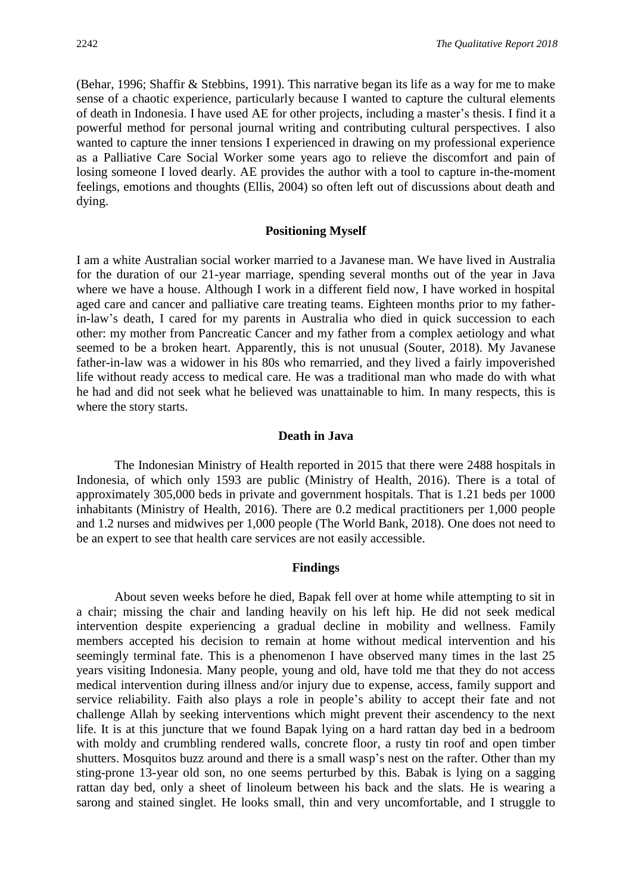(Behar, 1996; Shaffir & Stebbins, 1991). This narrative began its life as a way for me to make sense of a chaotic experience, particularly because I wanted to capture the cultural elements of death in Indonesia. I have used AE for other projects, including a master's thesis. I find it a powerful method for personal journal writing and contributing cultural perspectives. I also wanted to capture the inner tensions I experienced in drawing on my professional experience as a Palliative Care Social Worker some years ago to relieve the discomfort and pain of losing someone I loved dearly. AE provides the author with a tool to capture in-the-moment feelings, emotions and thoughts (Ellis, 2004) so often left out of discussions about death and dying.

## Positioning Myself

I am a white Australian social worker married to a Javanese man. We have lived in Australia for the duration of our 21-year marriage, spending several months out of the year in Java where we have a house. Although I work in a different field now, I have worked in hospital aged care and cancer and palliative care treating teams. Eighteen months prior to my father-in-law's death, I cared for my parents in Australia who died in quick succession to each other: my mother from Pancreatic Cancer and my father from a complex aetiology and what seemed to be a broken heart. Apparently, this is not unusual (Souter, 2018). My Javanese father-in-law was a widower in his 80s who remarried, and they lived a fairly impoverished life without ready access to medical care. He was a traditional man who made do with what he had and did not seek what he believed was unattainable to him. In many respects, this is where the story starts.

## Death in Java

The Indonesian Ministry of Health reported in 2015 that there were 2488 hospitals in Indonesia, of which only 1593 are public (Ministry of Health, 2016). There is a total of approximately 305,000 beds in private and government hospitals. That is 1.21 beds per 1000 inhabitants (Ministry of Health, 2016). There are 0.2 medical practitioners per 1,000 people and 1.2 nurses and midwives per 1,000 people (The World Bank, 2018). One does not need to be an expert to see that health care services are not easily accessible.

## Findings

About seven weeks before he died, Bapak fell over at home while attempting to sit in a chair; missing the chair and landing heavily on his left hip. He did not seek medical intervention despite experiencing a gradual decline in mobility and wellness. Family members accepted his decision to remain at home without medical intervention and his seemingly terminal fate. This is a phenomenon I have observed many times in the last 25 years visiting Indonesia. Many people, young and old, have told me that they do not access medical intervention during illness and/or injury due to expense, access, family support and service reliability. Faith also plays a role in people's ability to accept their fate and not challenge Allah by seeking interventions which might prevent their ascendency to the next life. It is at this juncture that we found Bapak lying on a hard rattan day bed in a bedroom with moldy and crumbling rendered walls, concrete floor, a rusty tin roof and open timber shutters. Mosquitos buzz around and there is a small wasp's nest on the rafter. Other than my sting-prone 13-year old son, no one seems perturbed by this. Babak is lying on a sagging rattan day bed, only a sheet of linoleum between his back and the slats. He is wearing a sarong and stained singlet. He looks small, thin and very uncomfortable, and I struggle to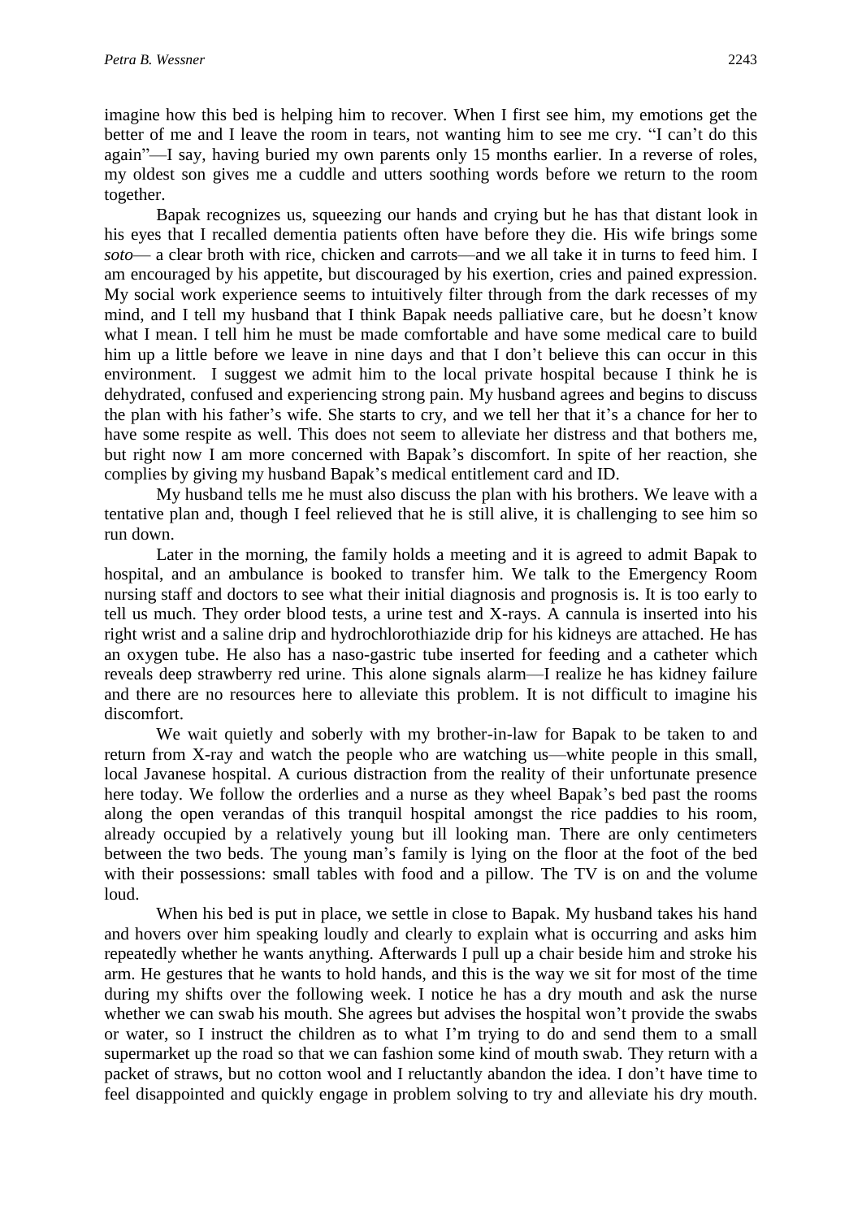imagine how this bed is helping him to recover. When I first see him, my emotions get the better of me and I leave the room in tears, not wanting him to see me cry. "I can't do this again"—I say, having buried my own parents only 15 months earlier. In a reverse of roles, my oldest son gives me a cuddle and utters soothing words before we return to the room together.

Bapak recognizes us, squeezing our hands and crying but he has that distant look in his eyes that I recalled dementia patients often have before they die. His wife brings some *soto*— a clear broth with rice, chicken and carrots—and we all take it in turns to feed him. I am encouraged by his appetite, but discouraged by his exertion, cries and pained expression. My social work experience seems to intuitively filter through from the dark recesses of my mind, and I tell my husband that I think Bapak needs palliative care, but he doesn't know what I mean. I tell him he must be made comfortable and have some medical care to build him up a little before we leave in nine days and that I don't believe this can occur in this environment. I suggest we admit him to the local private hospital because I think he is dehydrated, confused and experiencing strong pain. My husband agrees and begins to discuss the plan with his father's wife. She starts to cry, and we tell her that it's a chance for her to have some respite as well. This does not seem to alleviate her distress and that bothers me, but right now I am more concerned with Bapak's discomfort. In spite of her reaction, she complies by giving my husband Bapak's medical entitlement card and ID.

My husband tells me he must also discuss the plan with his brothers. We leave with a tentative plan and, though I feel relieved that he is still alive, it is challenging to see him so run down.

Later in the morning, the family holds a meeting and it is agreed to admit Bapak to hospital, and an ambulance is booked to transfer him. We talk to the Emergency Room nursing staff and doctors to see what their initial diagnosis and prognosis is. It is too early to tell us much. They order blood tests, a urine test and X-rays. A cannula is inserted into his right wrist and a saline drip and hydrochlorothiazide drip for his kidneys are attached. He has an oxygen tube. He also has a naso-gastric tube inserted for feeding and a catheter which reveals deep strawberry red urine. This alone signals alarm—I realize he has kidney failure and there are no resources here to alleviate this problem. It is not difficult to imagine his discomfort.

We wait quietly and soberly with my brother-in-law for Bapak to be taken to and return from X-ray and watch the people who are watching us—white people in this small, local Javanese hospital. A curious distraction from the reality of their unfortunate presence here today. We follow the orderlies and a nurse as they wheel Bapak's bed past the rooms along the open verandas of this tranquil hospital amongst the rice paddies to his room, already occupied by a relatively young but ill looking man. There are only centimeters between the two beds. The young man's family is lying on the floor at the foot of the bed with their possessions: small tables with food and a pillow. The TV is on and the volume loud.

When his bed is put in place, we settle in close to Bapak. My husband takes his hand and hovers over him speaking loudly and clearly to explain what is occurring and asks him repeatedly whether he wants anything. Afterwards I pull up a chair beside him and stroke his arm. He gestures that he wants to hold hands, and this is the way we sit for most of the time during my shifts over the following week. I notice he has a dry mouth and ask the nurse whether we can swab his mouth. She agrees but advises the hospital won't provide the swabs or water, so I instruct the children as to what I'm trying to do and send them to a small supermarket up the road so that we can fashion some kind of mouth swab. They return with a packet of straws, but no cotton wool and I reluctantly abandon the idea. I don't have time to feel disappointed and quickly engage in problem solving to try and alleviate his dry mouth.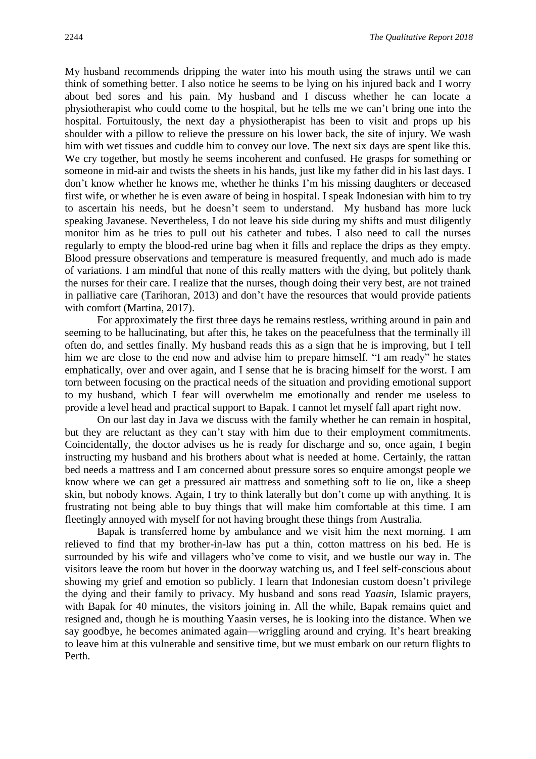My husband recommends dripping the water into his mouth using the straws until we can think of something better. I also notice he seems to be lying on his injured back and I worry about bed sores and his pain. My husband and I discuss whether he can locate a physiotherapist who could come to the hospital, but he tells me we can't bring one into the hospital. Fortuitously, the next day a physiotherapist has been to visit and props up his shoulder with a pillow to relieve the pressure on his lower back, the site of injury. We wash him with wet tissues and cuddle him to convey our love. The next six days are spent like this. We cry together, but mostly he seems incoherent and confused. He grasps for something or someone in mid-air and twists the sheets in his hands, just like my father did in his last days. I don't know whether he knows me, whether he thinks I'm his missing daughters or deceased first wife, or whether he is even aware of being in hospital. I speak Indonesian with him to try to ascertain his needs, but he doesn't seem to understand. My husband has more luck speaking Javanese. Nevertheless, I do not leave his side during my shifts and must diligently monitor him as he tries to pull out his catheter and tubes. I also need to call the nurses regularly to empty the blood-red urine bag when it fills and replace the drips as they empty. Blood pressure observations and temperature is measured frequently, and much ado is made of variations. I am mindful that none of this really matters with the dying, but politely thank the nurses for their care. I realize that the nurses, though doing their very best, are not trained in palliative care (Tarihoran, 2013) and don't have the resources that would provide patients with comfort (Martina, 2017).

For approximately the first three days he remains restless, writhing around in pain and seeming to be hallucinating, but after this, he takes on the peacefulness that the terminally ill often do, and settles finally. My husband reads this as a sign that he is improving, but I tell him we are close to the end now and advise him to prepare himself. "I am ready" he states emphatically, over and over again, and I sense that he is bracing himself for the worst. I am torn between focusing on the practical needs of the situation and providing emotional support to my husband, which I fear will overwhelm me emotionally and render me useless to provide a level head and practical support to Bapak. I cannot let myself fall apart right now.

On our last day in Java we discuss with the family whether he can remain in hospital, but they are reluctant as they can't stay with him due to their employment commitments. Coincidentally, the doctor advises us he is ready for discharge and so, once again, I begin instructing my husband and his brothers about what is needed at home. Certainly, the rattan bed needs a mattress and I am concerned about pressure sores so enquire amongst people we know where we can get a pressured air mattress and something soft to lie on, like a sheep skin, but nobody knows. Again, I try to think laterally but don't come up with anything. It is frustrating not being able to buy things that will make him comfortable at this time. I am fleetingly annoyed with myself for not having brought these things from Australia.

Bapak is transferred home by ambulance and we visit him the next morning. I am relieved to find that my brother-in-law has put a thin, cotton mattress on his bed. He is surrounded by his wife and villagers who've come to visit, and we bustle our way in. The visitors leave the room but hover in the doorway watching us, and I feel self-conscious about showing my grief and emotion so publicly. I learn that Indonesian custom doesn't privilege the dying and their family to privacy. My husband and sons read *Yaasin*, Islamic prayers, with Bapak for 40 minutes, the visitors joining in. All the while, Bapak remains quiet and resigned and, though he is mouthing Yaasin verses, he is looking into the distance. When we say goodbye, he becomes animated again—wriggling around and crying. It's heart breaking to leave him at this vulnerable and sensitive time, but we must embark on our return flights to Perth.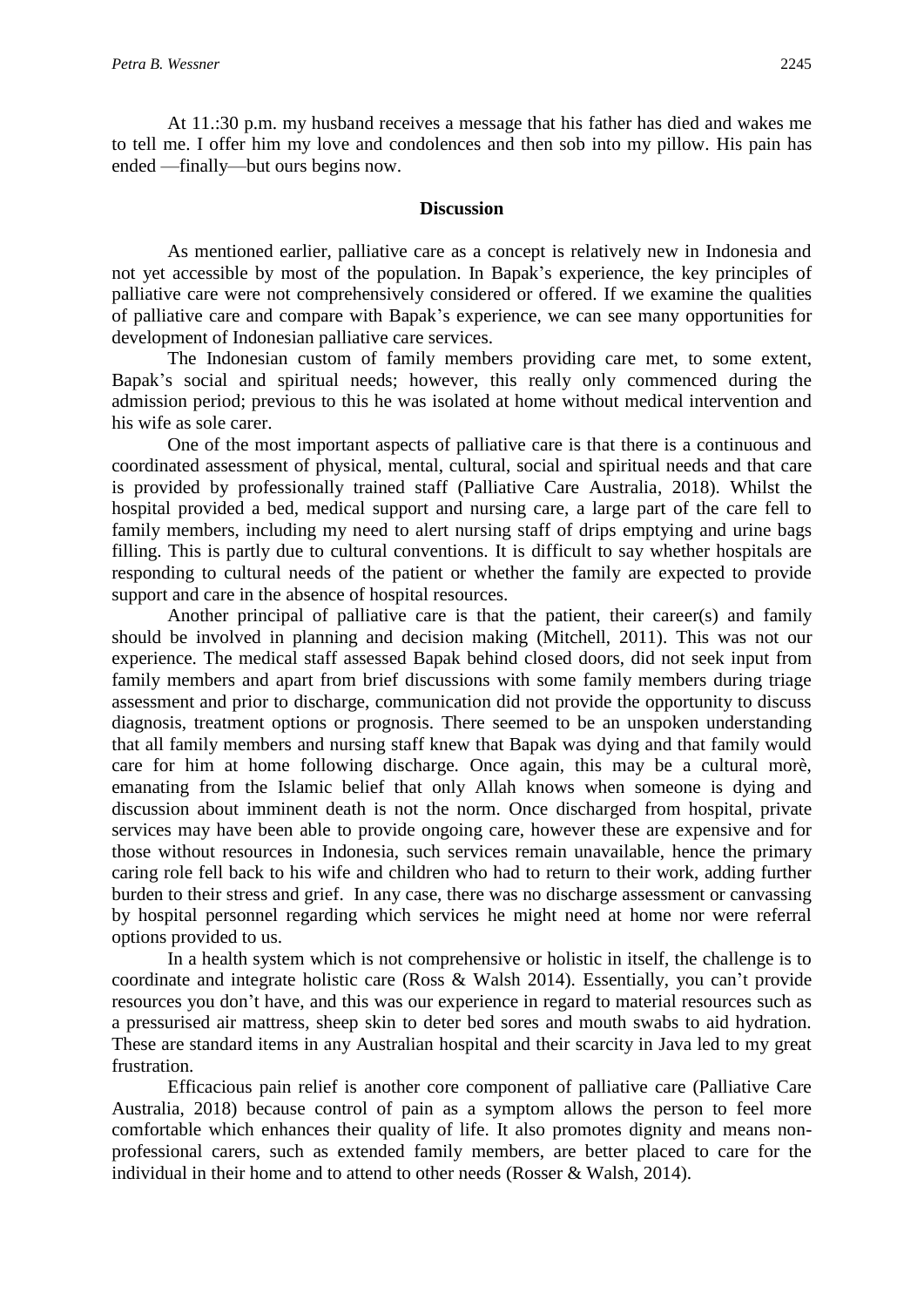At 11.:30 p.m. my husband receives a message that his father has died and wakes me to tell me. I offer him my love and condolences and then sob into my pillow. His pain has ended —finally—but ours begins now.

## Discussion

As mentioned earlier, palliative care as a concept is relatively new in Indonesia and not yet accessible by most of the population. In Bapak's experience, the key principles of palliative care were not comprehensively considered or offered. If we examine the qualities of palliative care and compare with Bapak's experience, we can see many opportunities for development of Indonesian palliative care services.

The Indonesian custom of family members providing care met, to some extent, Bapak's social and spiritual needs; however, this really only commenced during the admission period; previous to this he was isolated at home without medical intervention and his wife as sole carer.

One of the most important aspects of palliative care is that there is a continuous and coordinated assessment of physical, mental, cultural, social and spiritual needs and that care is provided by professionally trained staff (Palliative Care Australia, 2018). Whilst the hospital provided a bed, medical support and nursing care, a large part of the care fell to family members, including my need to alert nursing staff of drips emptying and urine bags filling. This is partly due to cultural conventions. It is difficult to say whether hospitals are responding to cultural needs of the patient or whether the family are expected to provide support and care in the absence of hospital resources.

Another principal of palliative care is that the patient, their career(s) and family should be involved in planning and decision making (Mitchell, 2011). This was not our experience. The medical staff assessed Bapak behind closed doors, did not seek input from family members and apart from brief discussions with some family members during triage assessment and prior to discharge, communication did not provide the opportunity to discuss diagnosis, treatment options or prognosis. There seemed to be an unspoken understanding that all family members and nursing staff knew that Bapak was dying and that family would care for him at home following discharge. Once again, this may be a cultural morè, emanating from the Islamic belief that only Allah knows when someone is dying and discussion about imminent death is not the norm. Once discharged from hospital, private services may have been able to provide ongoing care, however these are expensive and for those without resources in Indonesia, such services remain unavailable, hence the primary caring role fell back to his wife and children who had to return to their work, adding further burden to their stress and grief. In any case, there was no discharge assessment or canvassing by hospital personnel regarding which services he might need at home nor were referral options provided to us.

In a health system which is not comprehensive or holistic in itself, the challenge is to coordinate and integrate holistic care (Ross & Walsh 2014). Essentially, you can't provide resources you don't have, and this was our experience in regard to material resources such as a pressurised air mattress, sheep skin to deter bed sores and mouth swabs to aid hydration. These are standard items in any Australian hospital and their scarcity in Java led to my great frustration.

Efficacious pain relief is another core component of palliative care (Palliative Care Australia, 2018) because control of pain as a symptom allows the person to feel more comfortable which enhances their quality of life. It also promotes dignity and means non-professional carers, such as extended family members, are better placed to care for the individual in their home and to attend to other needs (Rosser & Walsh, 2014).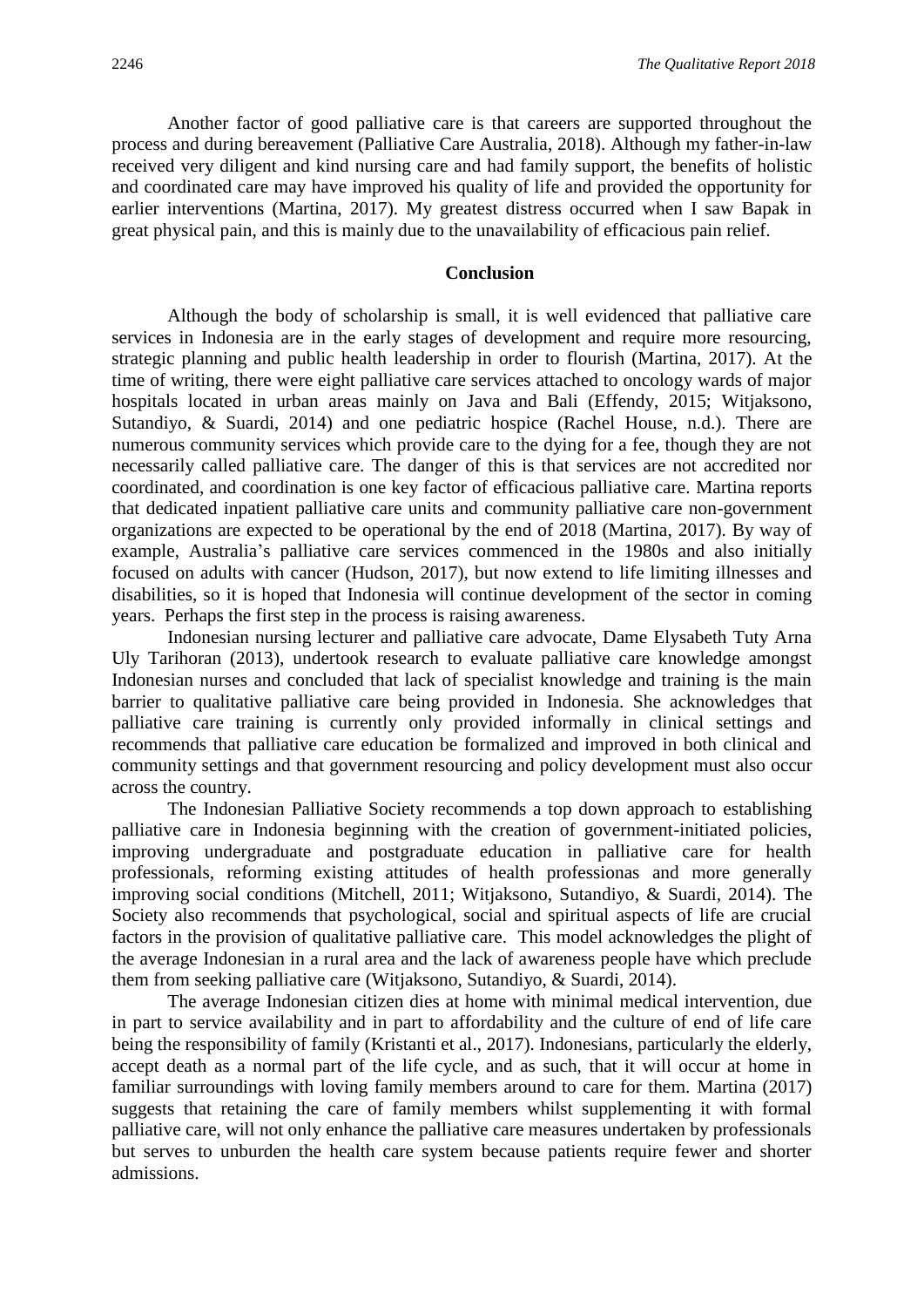Another factor of good palliative care is that careers are supported throughout the process and during bereavement (Palliative Care Australia, 2018). Although my father-in-law received very diligent and kind nursing care and had family support, the benefits of holistic and coordinated care may have improved his quality of life and provided the opportunity for earlier interventions (Martina, 2017). My greatest distress occurred when I saw Bapak in great physical pain, and this is mainly due to the unavailability of efficacious pain relief.

## Conclusion

Although the body of scholarship is small, it is well evidenced that palliative care services in Indonesia are in the early stages of development and require more resourcing, strategic planning and public health leadership in order to flourish (Martina, 2017). At the time of writing, there were eight palliative care services attached to oncology wards of major hospitals located in urban areas mainly on Java and Bali (Effendy, 2015; Witjaksono, Sutandiyo, & Suardi, 2014) and one pediatric hospice (Rachel House, n.d.). There are numerous community services which provide care to the dying for a fee, though they are not necessarily called palliative care. The danger of this is that services are not accredited nor coordinated, and coordination is one key factor of efficacious palliative care. Martina reports that dedicated inpatient palliative care units and community palliative care non-government organizations are expected to be operational by the end of 2018 (Martina, 2017). By way of example, Australia's palliative care services commenced in the 1980s and also initially focused on adults with cancer (Hudson, 2017), but now extend to life limiting illnesses and disabilities, so it is hoped that Indonesia will continue development of the sector in coming years. Perhaps the first step in the process is raising awareness.

Indonesian nursing lecturer and palliative care advocate, Dame Elysabeth Tuty Arna Uly Tarihoran (2013), undertook research to evaluate palliative care knowledge amongst Indonesian nurses and concluded that lack of specialist knowledge and training is the main barrier to qualitative palliative care being provided in Indonesia. She acknowledges that palliative care training is currently only provided informally in clinical settings and recommends that palliative care education be formalized and improved in both clinical and community settings and that government resourcing and policy development must also occur across the country.

The Indonesian Palliative Society recommends a top down approach to establishing palliative care in Indonesia beginning with the creation of government-initiated policies, improving undergraduate and postgraduate education in palliative care for health professionals, reforming existing attitudes of health professionas and more generally improving social conditions (Mitchell, 2011; Witjaksono, Sutandiyo, & Suardi, 2014). The Society also recommends that psychological, social and spiritual aspects of life are crucial factors in the provision of qualitative palliative care. This model acknowledges the plight of the average Indonesian in a rural area and the lack of awareness people have which preclude them from seeking palliative care (Witjaksono, Sutandiyo, & Suardi, 2014).

The average Indonesian citizen dies at home with minimal medical intervention, due in part to service availability and in part to affordability and the culture of end of life care being the responsibility of family (Kristanti et al., 2017). Indonesians, particularly the elderly, accept death as a normal part of the life cycle, and as such, that it will occur at home in familiar surroundings with loving family members around to care for them. Martina (2017) suggests that retaining the care of family members whilst supplementing it with formal palliative care, will not only enhance the palliative care measures undertaken by professionals but serves to unburden the health care system because patients require fewer and shorter admissions.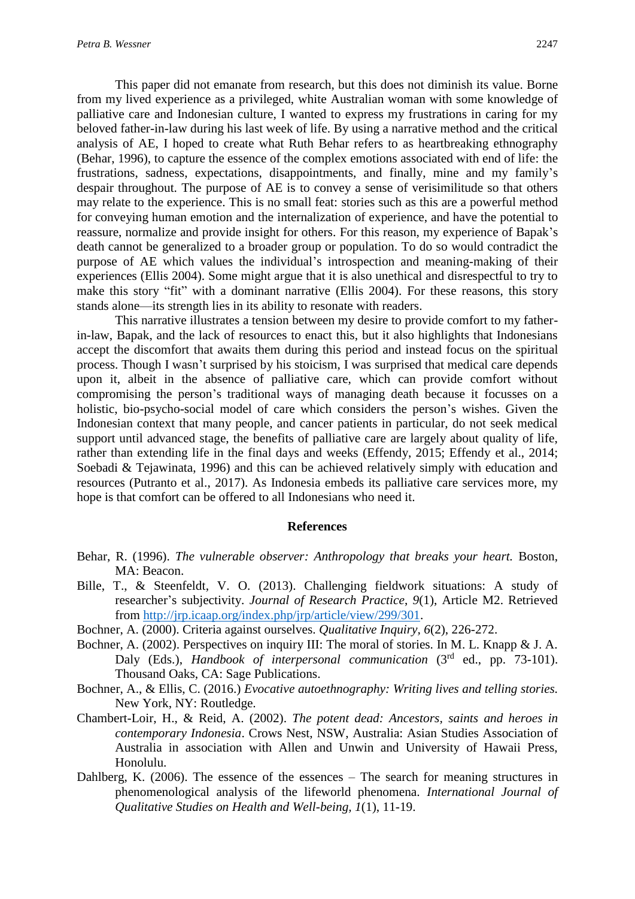This paper did not emanate from research, but this does not diminish its value. Borne from my lived experience as a privileged, white Australian woman with some knowledge of palliative care and Indonesian culture, I wanted to express my frustrations in caring for my beloved father-in-law during his last week of life. By using a narrative method and the critical analysis of AE, I hoped to create what Ruth Behar refers to as heartbreaking ethnography (Behar, 1996), to capture the essence of the complex emotions associated with end of life: the frustrations, sadness, expectations, disappointments, and finally, mine and my family's despair throughout. The purpose of AE is to convey a sense of verisimilitude so that others may relate to the experience. This is no small feat: stories such as this are a powerful method for conveying human emotion and the internalization of experience, and have the potential to reassure, normalize and provide insight for others. For this reason, my experience of Bapak's death cannot be generalized to a broader group or population. To do so would contradict the purpose of AE which values the individual's introspection and meaning-making of their experiences (Ellis 2004). Some might argue that it is also unethical and disrespectful to try to make this story "fit" with a dominant narrative (Ellis 2004). For these reasons, this story stands alone—its strength lies in its ability to resonate with readers.

This narrative illustrates a tension between my desire to provide comfort to my father-in-law, Bapak, and the lack of resources to enact this, but it also highlights that Indonesians accept the discomfort that awaits them during this period and instead focus on the spiritual process. Though I wasn't surprised by his stoicism, I was surprised that medical care depends upon it, albeit in the absence of palliative care, which can provide comfort without compromising the person's traditional ways of managing death because it focusses on a holistic, bio-psycho-social model of care which considers the person's wishes. Given the Indonesian context that many people, and cancer patients in particular, do not seek medical support until advanced stage, the benefits of palliative care are largely about quality of life, rather than extending life in the final days and weeks (Effendy, 2015; Effendy et al., 2014; Soebadi & Tejawinata, 1996) and this can be achieved relatively simply with education and resources (Putranto et al., 2017). As Indonesia embeds its palliative care services more, my hope is that comfort can be offered to all Indonesians who need it.

## References

Behar, R. (1996). *The vulnerable observer: Anthropology that breaks your heart.* Boston, MA: Beacon.

Bille, T., & Steenfeldt, V. O. (2013). Challenging fieldwork situations: A study of researcher's subjectivity. *Journal of Research Practice*, *9*(1), Article M2. Retrieved from http://jrp.icaap.org/index.php/jrp/article/view/299/301.

Bochner, A. (2000). Criteria against ourselves. *Qualitative Inquiry*, *6*(2), 226-272.

Bochner, A. (2002). Perspectives on inquiry III: The moral of stories. In M. L. Knapp & J. A. Daly (Eds.), *Handbook of interpersonal communication* (3rd ed., pp. 73-101). Thousand Oaks, CA: Sage Publications.

Bochner, A., & Ellis, C. (2016.) *Evocative autoethnography: Writing lives and telling stories.* New York, NY: Routledge.

Chambert-Loir, H., & Reid, A. (2002). *The potent dead: Ancestors, saints and heroes in contemporary Indonesia*. Crows Nest, NSW, Australia: Asian Studies Association of Australia in association with Allen and Unwin and University of Hawaii Press, Honolulu.

Dahlberg, K. (2006). The essence of the essences – The search for meaning structures in phenomenological analysis of the lifeworld phenomena. *International Journal of Qualitative Studies on Health and Well-being*, *1*(1), 11-19.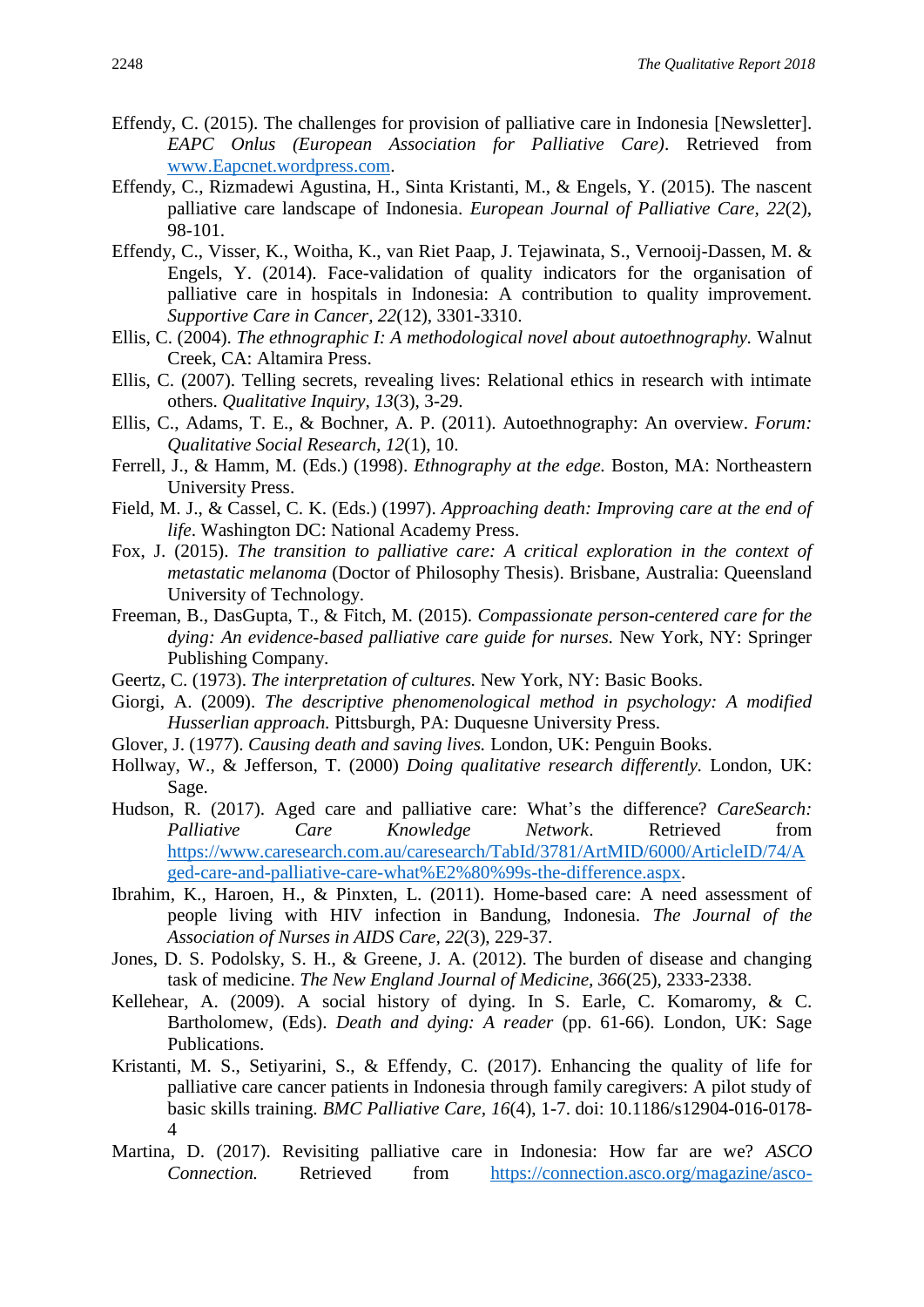Effendy, C. (2015). The challenges for provision of palliative care in Indonesia [Newsletter]. *EAPC Onlus (European Association for Palliative Care)*. Retrieved from www.Eapcnet.wordpress.com.

Effendy, C., Rizmadewi Agustina, H., Sinta Kristanti, M., & Engels, Y. (2015). The nascent palliative care landscape of Indonesia. *European Journal of Palliative Care, 22*(2), 98-101.

Effendy, C., Visser, K., Woitha, K., van Riet Paap, J. Tejawinata, S., Vernooij-Dassen, M. & Engels, Y. (2014). Face-validation of quality indicators for the organisation of palliative care in hospitals in Indonesia: A contribution to quality improvement. *Supportive Care in Cancer, 22*(12), 3301-3310.

Ellis, C. (2004). *The ethnographic I: A methodological novel about autoethnography.* Walnut Creek, CA: Altamira Press.

Ellis, C. (2007). Telling secrets, revealing lives: Relational ethics in research with intimate others. *Qualitative Inquiry, 13*(3), 3-29.

Ellis, C., Adams, T. E., & Bochner, A. P. (2011). Autoethnography: An overview. *Forum: Qualitative Social Research, 12*(1), 10.

Ferrell, J., & Hamm, M. (Eds.) (1998). *Ethnography at the edge.* Boston, MA: Northeastern University Press.

Field, M. J., & Cassel, C. K. (Eds.) (1997). *Approaching death: Improving care at the end of life*. Washington DC: National Academy Press.

Fox, J. (2015). *The transition to palliative care: A critical exploration in the context of metastatic melanoma* (Doctor of Philosophy Thesis). Brisbane, Australia: Queensland University of Technology.

Freeman, B., DasGupta, T., & Fitch, M. (2015). *Compassionate person-centered care for the dying: An evidence-based palliative care guide for nurses.* New York, NY: Springer Publishing Company.

Geertz, C. (1973). *The interpretation of cultures.* New York, NY: Basic Books.

Giorgi, A. (2009). *The descriptive phenomenological method in psychology: A modified Husserlian approach.* Pittsburgh, PA: Duquesne University Press.

Glover, J. (1977). *Causing death and saving lives.* London, UK: Penguin Books.

Hollway, W., & Jefferson, T. (2000) *Doing qualitative research differently.* London, UK: Sage.

Hudson, R. (2017). Aged care and palliative care: What's the difference? *CareSearch: Palliative Care Knowledge Network*. Retrieved from https://www.caresearch.com.au/caresearch/TabId/3781/ArtMID/6000/ArticleID/74/Aged-care-and-palliative-care-what%E2%80%99s-the-difference.aspx.

Ibrahim, K., Haroen, H., & Pinxten, L. (2011). Home-based care: A need assessment of people living with HIV infection in Bandung, Indonesia. *The Journal of the Association of Nurses in AIDS Care, 22*(3), 229-37.

Jones, D. S. Podolsky, S. H., & Greene, J. A. (2012). The burden of disease and changing task of medicine. *The New England Journal of Medicine, 366*(25), 2333-2338.

Kellehear, A. (2009). A social history of dying. In S. Earle, C. Komaromy, & C. Bartholomew, (Eds). *Death and dying: A reader* (pp. 61-66). London, UK: Sage Publications.

Kristanti, M. S., Setiyarini, S., & Effendy, C. (2017). Enhancing the quality of life for palliative care cancer patients in Indonesia through family caregivers: A pilot study of basic skills training. *BMC Palliative Care, 16*(4), 1-7. doi: 10.1186/s12904-016-0178-4

Martina, D. (2017). Revisiting palliative care in Indonesia: How far are we? *ASCO Connection.* Retrieved from https://connection.asco.org/magazine/asco-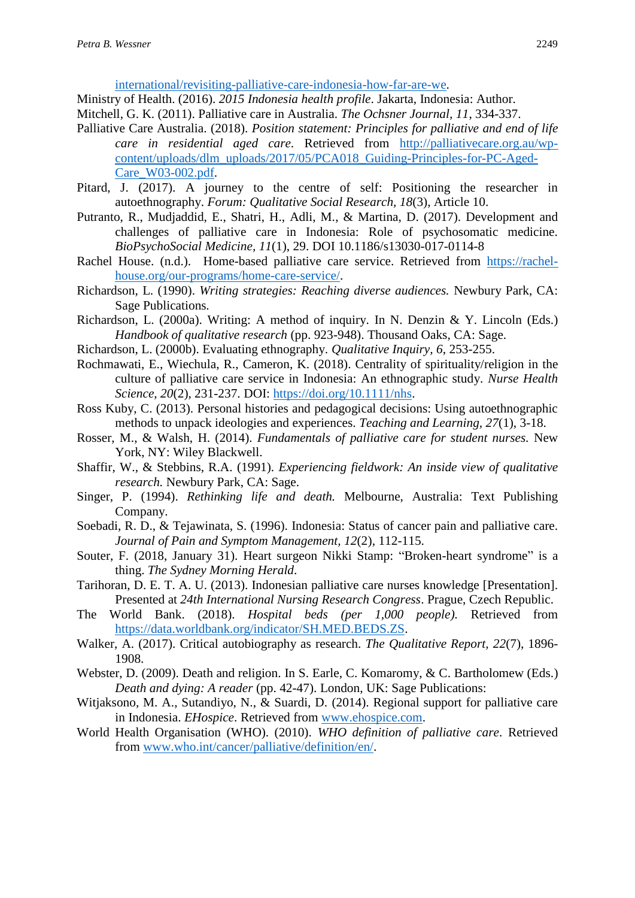international/revisiting-palliative-care-indonesia-how-far-are-we.

Ministry of Health. (2016). *2015 Indonesia health profile*. Jakarta, Indonesia: Author.

Mitchell, G. K. (2011). Palliative care in Australia. *The Ochsner Journal*, *11*, 334-337.

Palliative Care Australia. (2018). *Position statement: Principles for palliative and end of life care in residential aged care*. Retrieved from http://palliativecare.org.au/wp-content/uploads/dlm_uploads/2017/05/PCA018_Guiding-Principles-for-PC-Aged-Care_W03-002.pdf.

Pitard, J. (2017). A journey to the centre of self: Positioning the researcher in autoethnography. *Forum: Qualitative Social Research, 18*(3), Article 10.

Putranto, R., Mudjaddid, E., Shatri, H., Adli, M., & Martina, D. (2017). Development and challenges of palliative care in Indonesia: Role of psychosomatic medicine. *BioPsychoSocial Medicine, 11*(1), 29. DOI 10.1186/s13030-017-0114-8

Rachel House. (n.d.). Home-based palliative care service. Retrieved from https://rachel-house.org/our-programs/home-care-service/.

Richardson, L. (1990). *Writing strategies: Reaching diverse audiences.* Newbury Park, CA: Sage Publications.

Richardson, L. (2000a). Writing: A method of inquiry. In N. Denzin & Y. Lincoln (Eds.) *Handbook of qualitative research* (pp. 923-948). Thousand Oaks, CA: Sage.

Richardson, L. (2000b). Evaluating ethnography. *Qualitative Inquiry, 6*, 253-255.

Rochmawati, E., Wiechula, R., Cameron, K. (2018). Centrality of spirituality/religion in the culture of palliative care service in Indonesia: An ethnographic study. *Nurse Health Science, 20*(2), 231-237. DOI: https://doi.org/10.1111/nhs.

Ross Kuby, C. (2013). Personal histories and pedagogical decisions: Using autoethnographic methods to unpack ideologies and experiences. *Teaching and Learning, 27*(1), 3-18.

Rosser, M., & Walsh, H. (2014). *Fundamentals of palliative care for student nurses.* New York, NY: Wiley Blackwell.

Shaffir, W., & Stebbins, R.A. (1991). *Experiencing fieldwork: An inside view of qualitative research.* Newbury Park, CA: Sage.

Singer, P. (1994). *Rethinking life and death.* Melbourne, Australia: Text Publishing Company.

Soebadi, R. D., & Tejawinata, S. (1996). Indonesia: Status of cancer pain and palliative care. *Journal of Pain and Symptom Management, 12*(2), 112-115.

Souter, F. (2018, January 31). Heart surgeon Nikki Stamp: "Broken-heart syndrome" is a thing. *The Sydney Morning Herald*.

Tarihoran, D. E. T. A. U. (2013). Indonesian palliative care nurses knowledge [Presentation]. Presented at *24th International Nursing Research Congress*. Prague, Czech Republic.

The World Bank. (2018). *Hospital beds (per 1,000 people).* Retrieved from https://data.worldbank.org/indicator/SH.MED.BEDS.ZS.

Walker, A. (2017). Critical autobiography as research. *The Qualitative Report, 22*(7), 1896-1908.

Webster, D. (2009). Death and religion. In S. Earle, C. Komaromy, & C. Bartholomew (Eds.) *Death and dying: A reader* (pp. 42-47). London, UK: Sage Publications:

Witjaksono, M. A., Sutandiyo, N., & Suardi, D. (2014). Regional support for palliative care in Indonesia. *EHospice*. Retrieved from www.ehospice.com.

World Health Organisation (WHO). (2010). *WHO definition of palliative care*. Retrieved from www.who.int/cancer/palliative/definition/en/.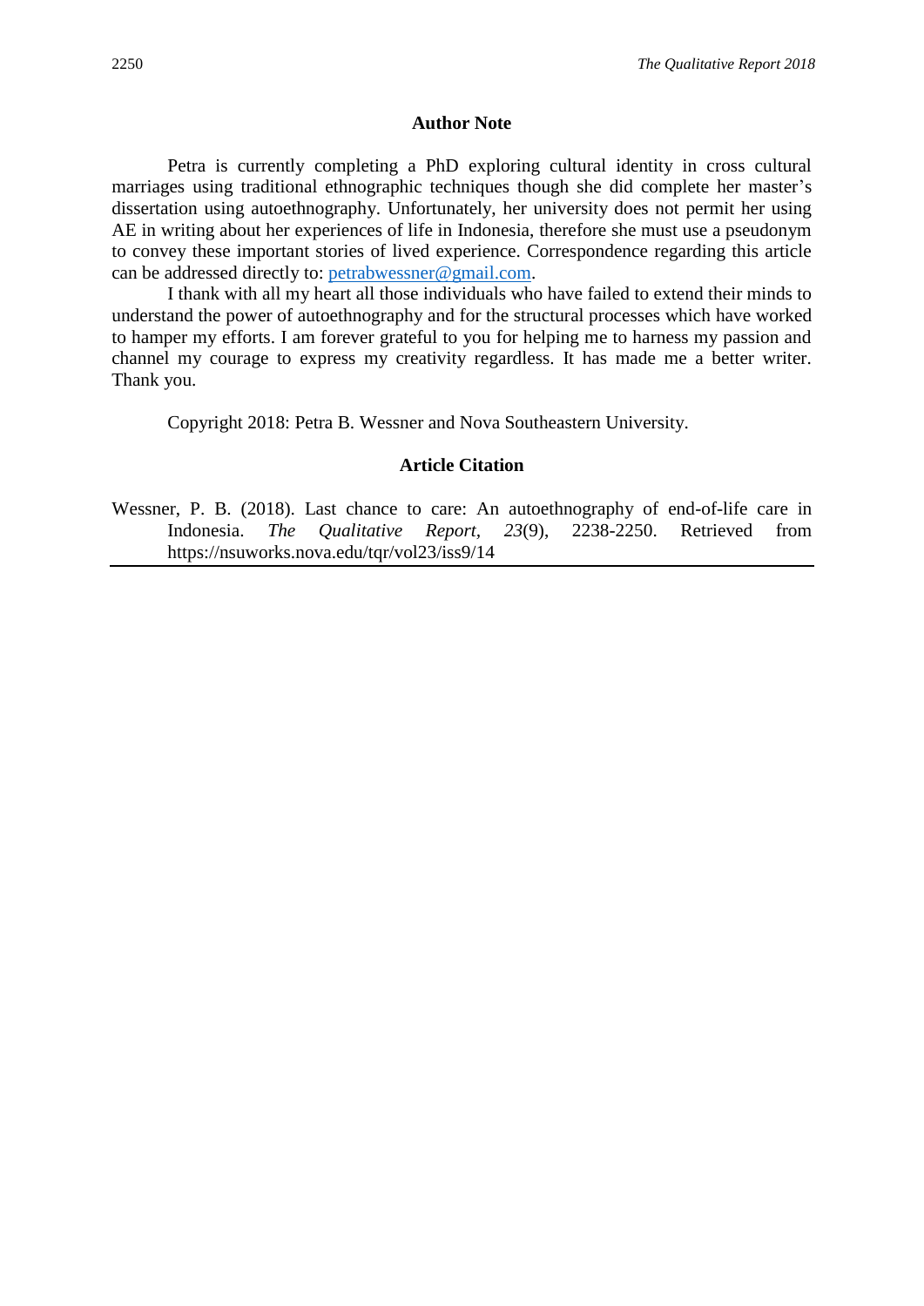## Author Note

Petra is currently completing a PhD exploring cultural identity in cross cultural marriages using traditional ethnographic techniques though she did complete her master's dissertation using autoethnography. Unfortunately, her university does not permit her using AE in writing about her experiences of life in Indonesia, therefore she must use a pseudonym to convey these important stories of lived experience. Correspondence regarding this article can be addressed directly to: petrabwessner@gmail.com.

I thank with all my heart all those individuals who have failed to extend their minds to understand the power of autoethnography and for the structural processes which have worked to hamper my efforts. I am forever grateful to you for helping me to harness my passion and channel my courage to express my creativity regardless. It has made me a better writer. Thank you.

Copyright 2018: Petra B. Wessner and Nova Southeastern University.

## Article Citation

Wessner, P. B. (2018). Last chance to care: An autoethnography of end-of-life care in Indonesia. *The Qualitative Report*, *23*(9), 2238-2250. Retrieved from https://nsuworks.nova.edu/tqr/vol23/iss9/14